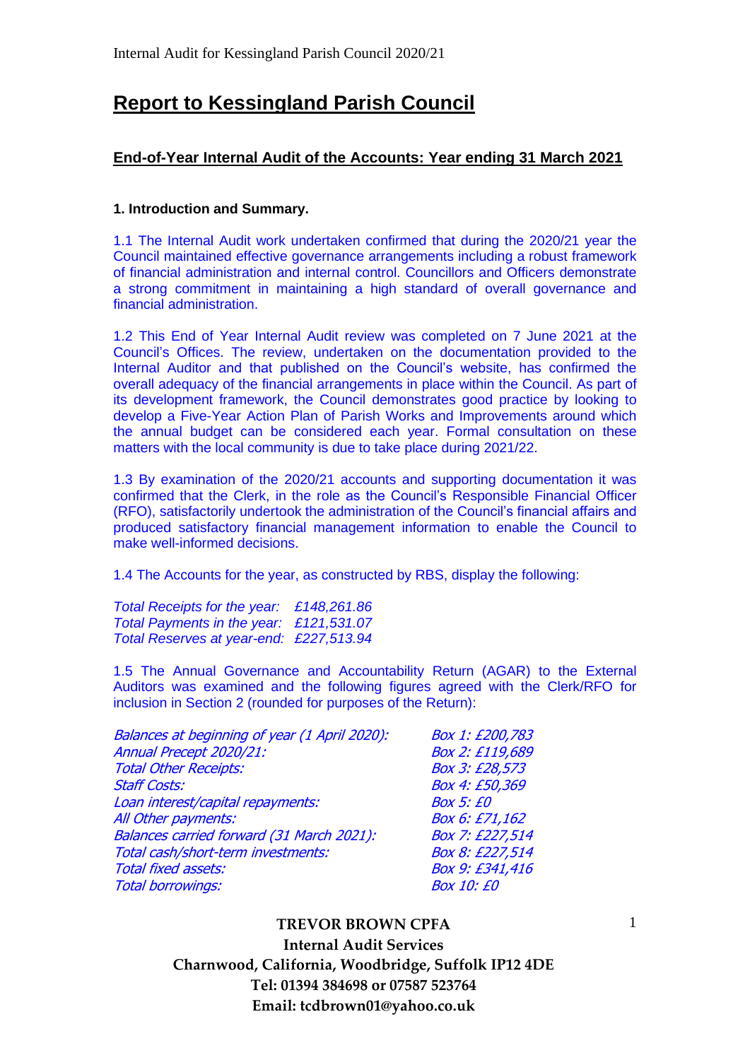# Report to Kessingland Parish Council

## End-of-Year Internal Audit of the Accounts: Year ending 31 March 2021

### 1. Introduction and Summary.

1.1 The Internal Audit work undertaken confirmed that during the 2020/21 year the Council maintained effective governance arrangements including a robust framework of financial administration and internal control. Councillors and Officers demonstrate a strong commitment in maintaining a high standard of overall governance and financial administration.

1.2 This End of Year Internal Audit review was completed on 7 June 2021 at the Council's Offices. The review, undertaken on the documentation provided to the Internal Auditor and that published on the Council's website, has confirmed the overall adequacy of the financial arrangements in place within the Council. As part of its development framework, the Council demonstrates good practice by looking to develop a Five-Year Action Plan of Parish Works and Improvements around which the annual budget can be considered each year. Formal consultation on these matters with the local community is due to take place during 2021/22.

1.3 By examination of the 2020/21 accounts and supporting documentation it was confirmed that the Clerk, in the role as the Council's Responsible Financial Officer (RFO), satisfactorily undertook the administration of the Council's financial affairs and produced satisfactory financial management information to enable the Council to make well-informed decisions.

1.4 The Accounts for the year, as constructed by RBS, display the following:

*Total Receipts for the year: £148,261.86*
*Total Payments in the year: £121,531.07*
*Total Reserves at year-end: £227,513.94*

1.5 The Annual Governance and Accountability Return (AGAR) to the External Auditors was examined and the following figures agreed with the Clerk/RFO for inclusion in Section 2 (rounded for purposes of the Return):

| | |
|---|---|
| *Balances at beginning of year (1 April 2020):* | *Box 1: £200,783* |
| *Annual Precept 2020/21:* | *Box 2: £119,689* |
| *Total Other Receipts:* | *Box 3: £28,573* |
| *Staff Costs:* | *Box 4: £50,369* |
| *Loan interest/capital repayments:* | *Box 5: £0* |
| *All Other payments:* | *Box 6: £71,162* |
| *Balances carried forward (31 March 2021):* | *Box 7: £227,514* |
| *Total cash/short-term investments:* | *Box 8: £227,514* |
| *Total fixed assets:* | *Box 9: £341,416* |
| *Total borrowings:* | *Box 10: £0* |

**TREVOR BROWN CPFA**
**Internal Audit Services**
**Charnwood, California, Woodbridge, Suffolk IP12 4DE**
**Tel: 01394 384698 or 07587 523764**
**Email: tcdbrown01@yahoo.co.uk**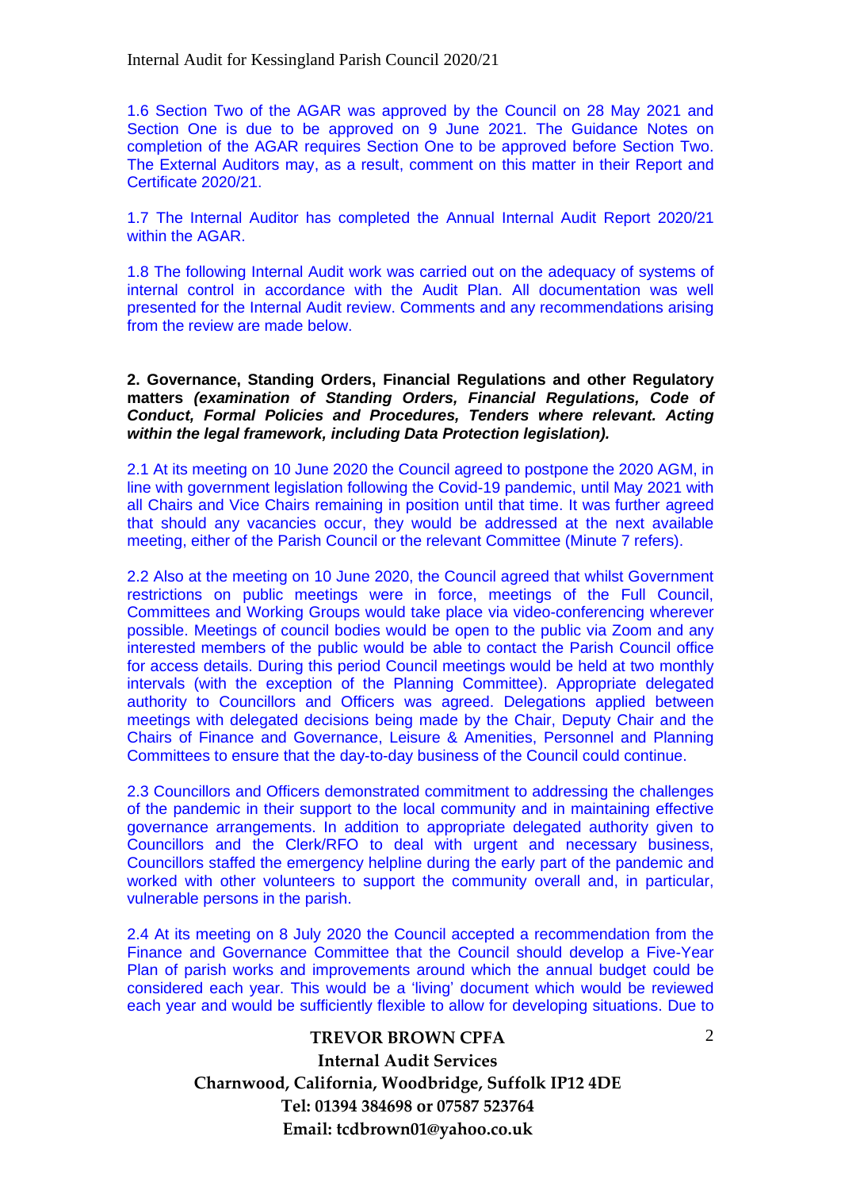1.6 Section Two of the AGAR was approved by the Council on 28 May 2021 and Section One is due to be approved on 9 June 2021. The Guidance Notes on completion of the AGAR requires Section One to be approved before Section Two. The External Auditors may, as a result, comment on this matter in their Report and Certificate 2020/21.

1.7 The Internal Auditor has completed the Annual Internal Audit Report 2020/21 within the AGAR.

1.8 The following Internal Audit work was carried out on the adequacy of systems of internal control in accordance with the Audit Plan. All documentation was well presented for the Internal Audit review. Comments and any recommendations arising from the review are made below.

**2. Governance, Standing Orders, Financial Regulations and other Regulatory matters *(examination of Standing Orders, Financial Regulations, Code of Conduct, Formal Policies and Procedures, Tenders where relevant. Acting within the legal framework, including Data Protection legislation).***

2.1 At its meeting on 10 June 2020 the Council agreed to postpone the 2020 AGM, in line with government legislation following the Covid-19 pandemic, until May 2021 with all Chairs and Vice Chairs remaining in position until that time. It was further agreed that should any vacancies occur, they would be addressed at the next available meeting, either of the Parish Council or the relevant Committee (Minute 7 refers).

2.2 Also at the meeting on 10 June 2020, the Council agreed that whilst Government restrictions on public meetings were in force, meetings of the Full Council, Committees and Working Groups would take place via video-conferencing wherever possible. Meetings of council bodies would be open to the public via Zoom and any interested members of the public would be able to contact the Parish Council office for access details. During this period Council meetings would be held at two monthly intervals (with the exception of the Planning Committee). Appropriate delegated authority to Councillors and Officers was agreed. Delegations applied between meetings with delegated decisions being made by the Chair, Deputy Chair and the Chairs of Finance and Governance, Leisure & Amenities, Personnel and Planning Committees to ensure that the day-to-day business of the Council could continue.

2.3 Councillors and Officers demonstrated commitment to addressing the challenges of the pandemic in their support to the local community and in maintaining effective governance arrangements. In addition to appropriate delegated authority given to Councillors and the Clerk/RFO to deal with urgent and necessary business, Councillors staffed the emergency helpline during the early part of the pandemic and worked with other volunteers to support the community overall and, in particular, vulnerable persons in the parish.

2.4 At its meeting on 8 July 2020 the Council accepted a recommendation from the Finance and Governance Committee that the Council should develop a Five-Year Plan of parish works and improvements around which the annual budget could be considered each year. This would be a 'living' document which would be reviewed each year and would be sufficiently flexible to allow for developing situations. Due to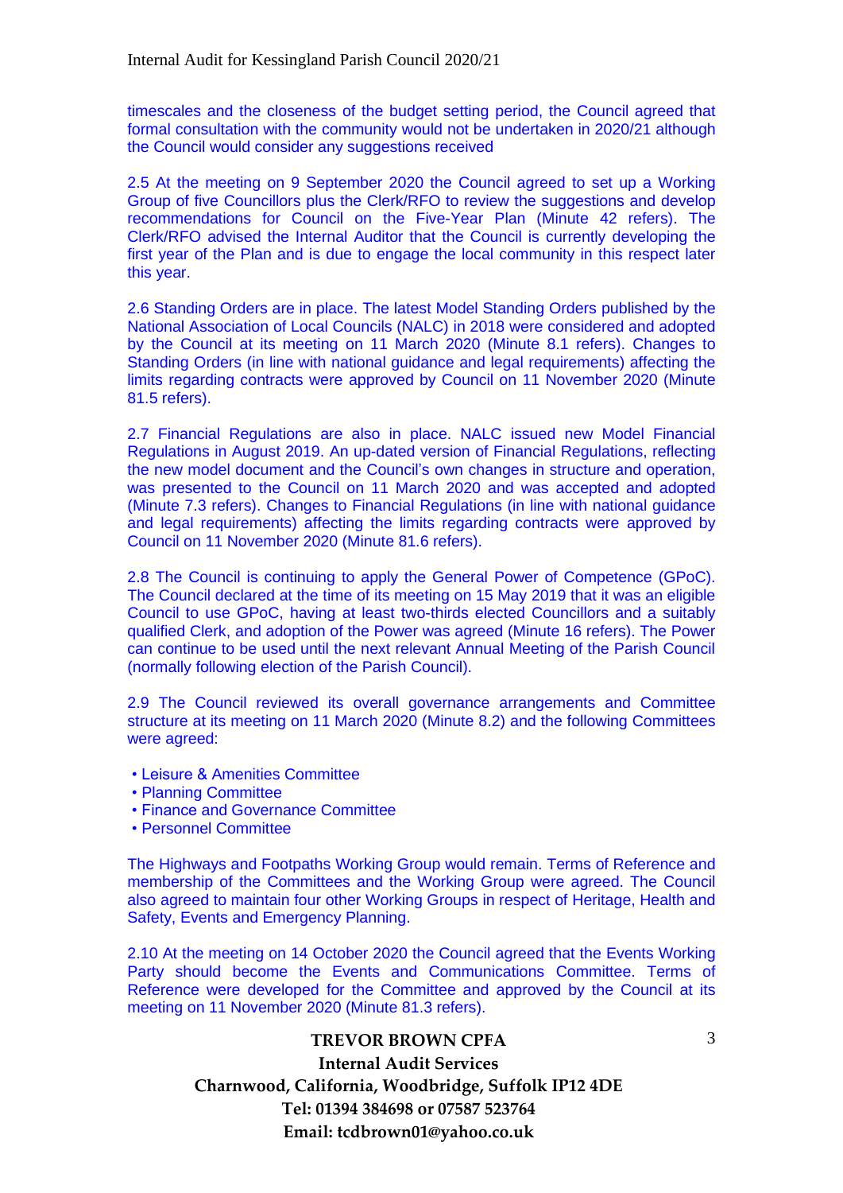timescales and the closeness of the budget setting period, the Council agreed that formal consultation with the community would not be undertaken in 2020/21 although the Council would consider any suggestions received

2.5 At the meeting on 9 September 2020 the Council agreed to set up a Working Group of five Councillors plus the Clerk/RFO to review the suggestions and develop recommendations for Council on the Five-Year Plan (Minute 42 refers). The Clerk/RFO advised the Internal Auditor that the Council is currently developing the first year of the Plan and is due to engage the local community in this respect later this year.

2.6 Standing Orders are in place. The latest Model Standing Orders published by the National Association of Local Councils (NALC) in 2018 were considered and adopted by the Council at its meeting on 11 March 2020 (Minute 8.1 refers). Changes to Standing Orders (in line with national guidance and legal requirements) affecting the limits regarding contracts were approved by Council on 11 November 2020 (Minute 81.5 refers).

2.7 Financial Regulations are also in place. NALC issued new Model Financial Regulations in August 2019. An up-dated version of Financial Regulations, reflecting the new model document and the Council's own changes in structure and operation, was presented to the Council on 11 March 2020 and was accepted and adopted (Minute 7.3 refers). Changes to Financial Regulations (in line with national guidance and legal requirements) affecting the limits regarding contracts were approved by Council on 11 November 2020 (Minute 81.6 refers).

2.8 The Council is continuing to apply the General Power of Competence (GPoC). The Council declared at the time of its meeting on 15 May 2019 that it was an eligible Council to use GPoC, having at least two-thirds elected Councillors and a suitably qualified Clerk, and adoption of the Power was agreed (Minute 16 refers). The Power can continue to be used until the next relevant Annual Meeting of the Parish Council (normally following election of the Parish Council).

2.9 The Council reviewed its overall governance arrangements and Committee structure at its meeting on 11 March 2020 (Minute 8.2) and the following Committees were agreed:

- Leisure & Amenities Committee
- Planning Committee
- Finance and Governance Committee
- Personnel Committee

The Highways and Footpaths Working Group would remain. Terms of Reference and membership of the Committees and the Working Group were agreed. The Council also agreed to maintain four other Working Groups in respect of Heritage, Health and Safety, Events and Emergency Planning.

2.10 At the meeting on 14 October 2020 the Council agreed that the Events Working Party should become the Events and Communications Committee. Terms of Reference were developed for the Committee and approved by the Council at its meeting on 11 November 2020 (Minute 81.3 refers).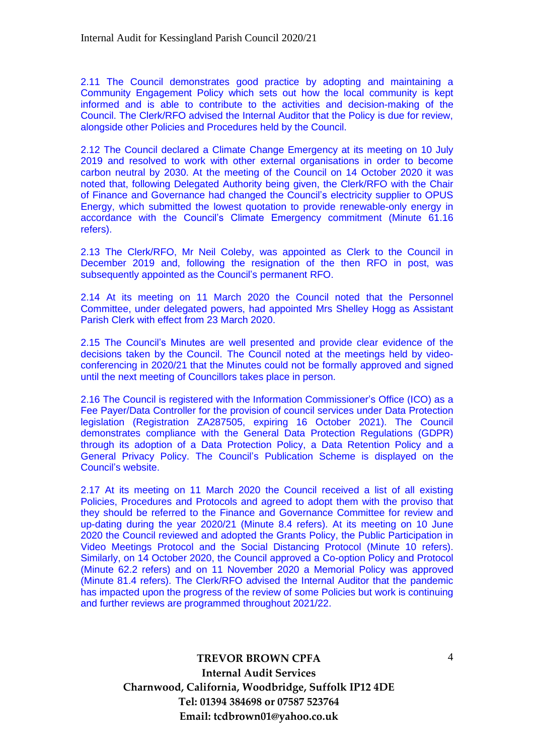2.11 The Council demonstrates good practice by adopting and maintaining a Community Engagement Policy which sets out how the local community is kept informed and is able to contribute to the activities and decision-making of the Council. The Clerk/RFO advised the Internal Auditor that the Policy is due for review, alongside other Policies and Procedures held by the Council.

2.12 The Council declared a Climate Change Emergency at its meeting on 10 July 2019 and resolved to work with other external organisations in order to become carbon neutral by 2030. At the meeting of the Council on 14 October 2020 it was noted that, following Delegated Authority being given, the Clerk/RFO with the Chair of Finance and Governance had changed the Council's electricity supplier to OPUS Energy, which submitted the lowest quotation to provide renewable-only energy in accordance with the Council's Climate Emergency commitment (Minute 61.16 refers).

2.13 The Clerk/RFO, Mr Neil Coleby, was appointed as Clerk to the Council in December 2019 and, following the resignation of the then RFO in post, was subsequently appointed as the Council's permanent RFO.

2.14 At its meeting on 11 March 2020 the Council noted that the Personnel Committee, under delegated powers, had appointed Mrs Shelley Hogg as Assistant Parish Clerk with effect from 23 March 2020.

2.15 The Council's Minutes are well presented and provide clear evidence of the decisions taken by the Council. The Council noted at the meetings held by video-conferencing in 2020/21 that the Minutes could not be formally approved and signed until the next meeting of Councillors takes place in person.

2.16 The Council is registered with the Information Commissioner's Office (ICO) as a Fee Payer/Data Controller for the provision of council services under Data Protection legislation (Registration ZA287505, expiring 16 October 2021). The Council demonstrates compliance with the General Data Protection Regulations (GDPR) through its adoption of a Data Protection Policy, a Data Retention Policy and a General Privacy Policy. The Council's Publication Scheme is displayed on the Council's website.

2.17 At its meeting on 11 March 2020 the Council received a list of all existing Policies, Procedures and Protocols and agreed to adopt them with the proviso that they should be referred to the Finance and Governance Committee for review and up-dating during the year 2020/21 (Minute 8.4 refers). At its meeting on 10 June 2020 the Council reviewed and adopted the Grants Policy, the Public Participation in Video Meetings Protocol and the Social Distancing Protocol (Minute 10 refers). Similarly, on 14 October 2020, the Council approved a Co-option Policy and Protocol (Minute 62.2 refers) and on 11 November 2020 a Memorial Policy was approved (Minute 81.4 refers). The Clerk/RFO advised the Internal Auditor that the pandemic has impacted upon the progress of the review of some Policies but work is continuing and further reviews are programmed throughout 2021/22.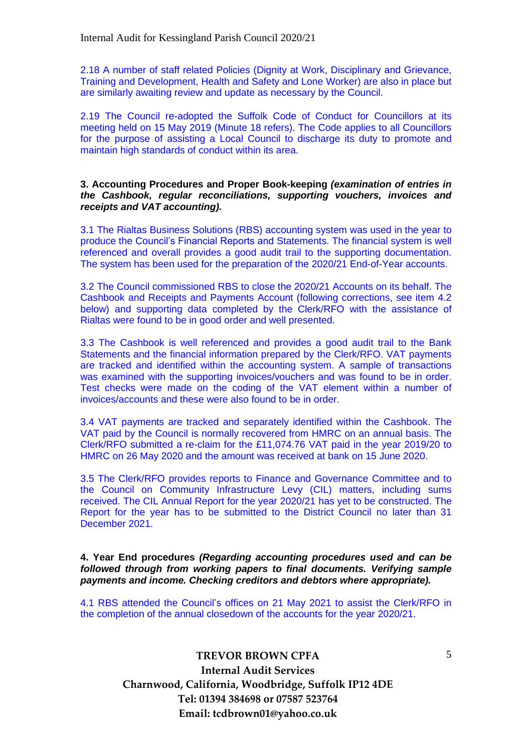2.18 A number of staff related Policies (Dignity at Work, Disciplinary and Grievance, Training and Development, Health and Safety and Lone Worker) are also in place but are similarly awaiting review and update as necessary by the Council.

2.19 The Council re-adopted the Suffolk Code of Conduct for Councillors at its meeting held on 15 May 2019 (Minute 18 refers). The Code applies to all Councillors for the purpose of assisting a Local Council to discharge its duty to promote and maintain high standards of conduct within its area.

**3. Accounting Procedures and Proper Book-keeping *(examination of entries in the Cashbook, regular reconciliations, supporting vouchers, invoices and receipts and VAT accounting).***

3.1 The Rialtas Business Solutions (RBS) accounting system was used in the year to produce the Council's Financial Reports and Statements. The financial system is well referenced and overall provides a good audit trail to the supporting documentation. The system has been used for the preparation of the 2020/21 End-of-Year accounts.

3.2 The Council commissioned RBS to close the 2020/21 Accounts on its behalf. The Cashbook and Receipts and Payments Account (following corrections, see item 4.2 below) and supporting data completed by the Clerk/RFO with the assistance of Rialtas were found to be in good order and well presented.

3.3 The Cashbook is well referenced and provides a good audit trail to the Bank Statements and the financial information prepared by the Clerk/RFO. VAT payments are tracked and identified within the accounting system. A sample of transactions was examined with the supporting invoices/vouchers and was found to be in order. Test checks were made on the coding of the VAT element within a number of invoices/accounts and these were also found to be in order.

3.4 VAT payments are tracked and separately identified within the Cashbook. The VAT paid by the Council is normally recovered from HMRC on an annual basis. The Clerk/RFO submitted a re-claim for the £11,074.76 VAT paid in the year 2019/20 to HMRC on 26 May 2020 and the amount was received at bank on 15 June 2020.

3.5 The Clerk/RFO provides reports to Finance and Governance Committee and to the Council on Community Infrastructure Levy (CIL) matters, including sums received. The CIL Annual Report for the year 2020/21 has yet to be constructed. The Report for the year has to be submitted to the District Council no later than 31 December 2021.

**4. Year End procedures *(Regarding accounting procedures used and can be followed through from working papers to final documents. Verifying sample payments and income. Checking creditors and debtors where appropriate).***

4.1 RBS attended the Council's offices on 21 May 2021 to assist the Clerk/RFO in the completion of the annual closedown of the accounts for the year 2020/21.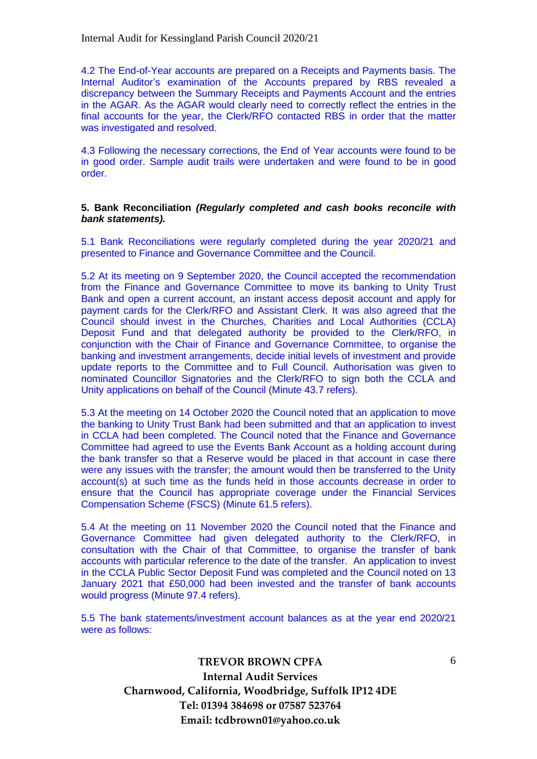4.2 The End-of-Year accounts are prepared on a Receipts and Payments basis. The Internal Auditor's examination of the Accounts prepared by RBS revealed a discrepancy between the Summary Receipts and Payments Account and the entries in the AGAR. As the AGAR would clearly need to correctly reflect the entries in the final accounts for the year, the Clerk/RFO contacted RBS in order that the matter was investigated and resolved.

4.3 Following the necessary corrections, the End of Year accounts were found to be in good order. Sample audit trails were undertaken and were found to be in good order.

**5. Bank Reconciliation *(Regularly completed and cash books reconcile with bank statements).***

5.1 Bank Reconciliations were regularly completed during the year 2020/21 and presented to Finance and Governance Committee and the Council.

5.2 At its meeting on 9 September 2020, the Council accepted the recommendation from the Finance and Governance Committee to move its banking to Unity Trust Bank and open a current account, an instant access deposit account and apply for payment cards for the Clerk/RFO and Assistant Clerk. It was also agreed that the Council should invest in the Churches, Charities and Local Authorities (CCLA) Deposit Fund and that delegated authority be provided to the Clerk/RFO, in conjunction with the Chair of Finance and Governance Committee, to organise the banking and investment arrangements, decide initial levels of investment and provide update reports to the Committee and to Full Council. Authorisation was given to nominated Councillor Signatories and the Clerk/RFO to sign both the CCLA and Unity applications on behalf of the Council (Minute 43.7 refers).

5.3 At the meeting on 14 October 2020 the Council noted that an application to move the banking to Unity Trust Bank had been submitted and that an application to invest in CCLA had been completed. The Council noted that the Finance and Governance Committee had agreed to use the Events Bank Account as a holding account during the bank transfer so that a Reserve would be placed in that account in case there were any issues with the transfer; the amount would then be transferred to the Unity account(s) at such time as the funds held in those accounts decrease in order to ensure that the Council has appropriate coverage under the Financial Services Compensation Scheme (FSCS) (Minute 61.5 refers).

5.4 At the meeting on 11 November 2020 the Council noted that the Finance and Governance Committee had given delegated authority to the Clerk/RFO, in consultation with the Chair of that Committee, to organise the transfer of bank accounts with particular reference to the date of the transfer. An application to invest in the CCLA Public Sector Deposit Fund was completed and the Council noted on 13 January 2021 that £50,000 had been invested and the transfer of bank accounts would progress (Minute 97.4 refers).

5.5 The bank statements/investment account balances as at the year end 2020/21 were as follows: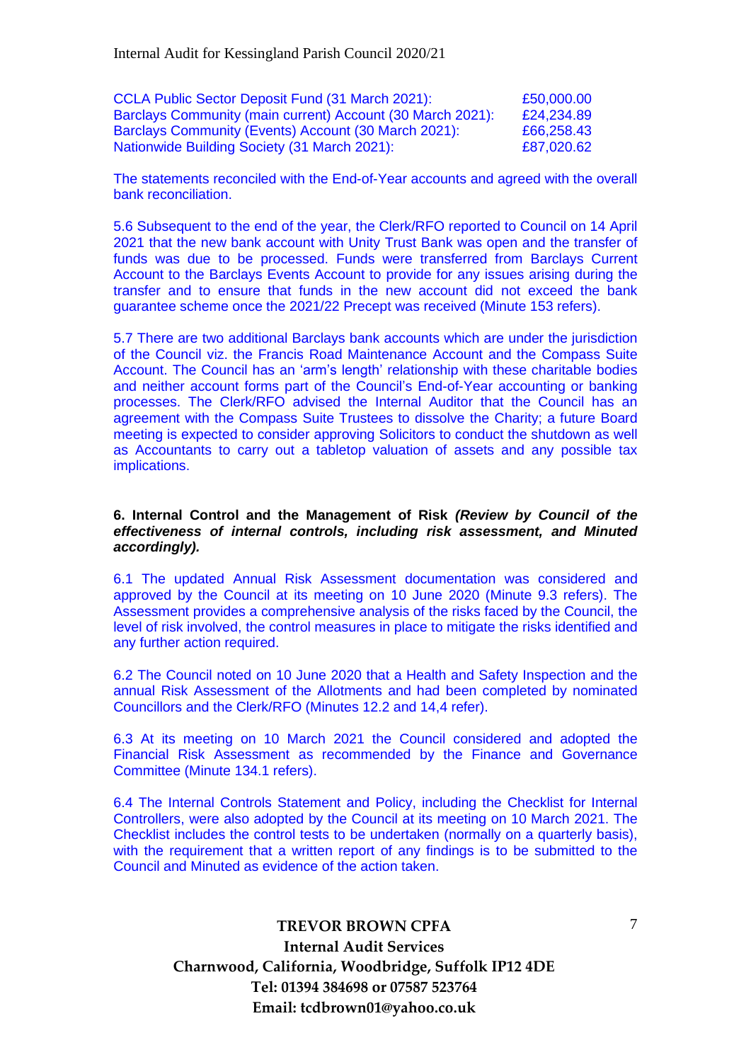| | |
|---|---|
| CCLA Public Sector Deposit Fund (31 March 2021): | £50,000.00 |
| Barclays Community (main current) Account (30 March 2021): | £24,234.89 |
| Barclays Community (Events) Account (30 March 2021): | £66,258.43 |
| Nationwide Building Society (31 March 2021): | £87,020.62 |

The statements reconciled with the End-of-Year accounts and agreed with the overall bank reconciliation.

5.6 Subsequent to the end of the year, the Clerk/RFO reported to Council on 14 April 2021 that the new bank account with Unity Trust Bank was open and the transfer of funds was due to be processed. Funds were transferred from Barclays Current Account to the Barclays Events Account to provide for any issues arising during the transfer and to ensure that funds in the new account did not exceed the bank guarantee scheme once the 2021/22 Precept was received (Minute 153 refers).

5.7 There are two additional Barclays bank accounts which are under the jurisdiction of the Council viz. the Francis Road Maintenance Account and the Compass Suite Account. The Council has an 'arm's length' relationship with these charitable bodies and neither account forms part of the Council's End-of-Year accounting or banking processes. The Clerk/RFO advised the Internal Auditor that the Council has an agreement with the Compass Suite Trustees to dissolve the Charity; a future Board meeting is expected to consider approving Solicitors to conduct the shutdown as well as Accountants to carry out a tabletop valuation of assets and any possible tax implications.

**6. Internal Control and the Management of Risk** ***(Review by Council of the effectiveness of internal controls, including risk assessment, and Minuted accordingly).***

6.1 The updated Annual Risk Assessment documentation was considered and approved by the Council at its meeting on 10 June 2020 (Minute 9.3 refers). The Assessment provides a comprehensive analysis of the risks faced by the Council, the level of risk involved, the control measures in place to mitigate the risks identified and any further action required.

6.2 The Council noted on 10 June 2020 that a Health and Safety Inspection and the annual Risk Assessment of the Allotments and had been completed by nominated Councillors and the Clerk/RFO (Minutes 12.2 and 14,4 refer).

6.3 At its meeting on 10 March 2021 the Council considered and adopted the Financial Risk Assessment as recommended by the Finance and Governance Committee (Minute 134.1 refers).

6.4 The Internal Controls Statement and Policy, including the Checklist for Internal Controllers, were also adopted by the Council at its meeting on 10 March 2021. The Checklist includes the control tests to be undertaken (normally on a quarterly basis), with the requirement that a written report of any findings is to be submitted to the Council and Minuted as evidence of the action taken.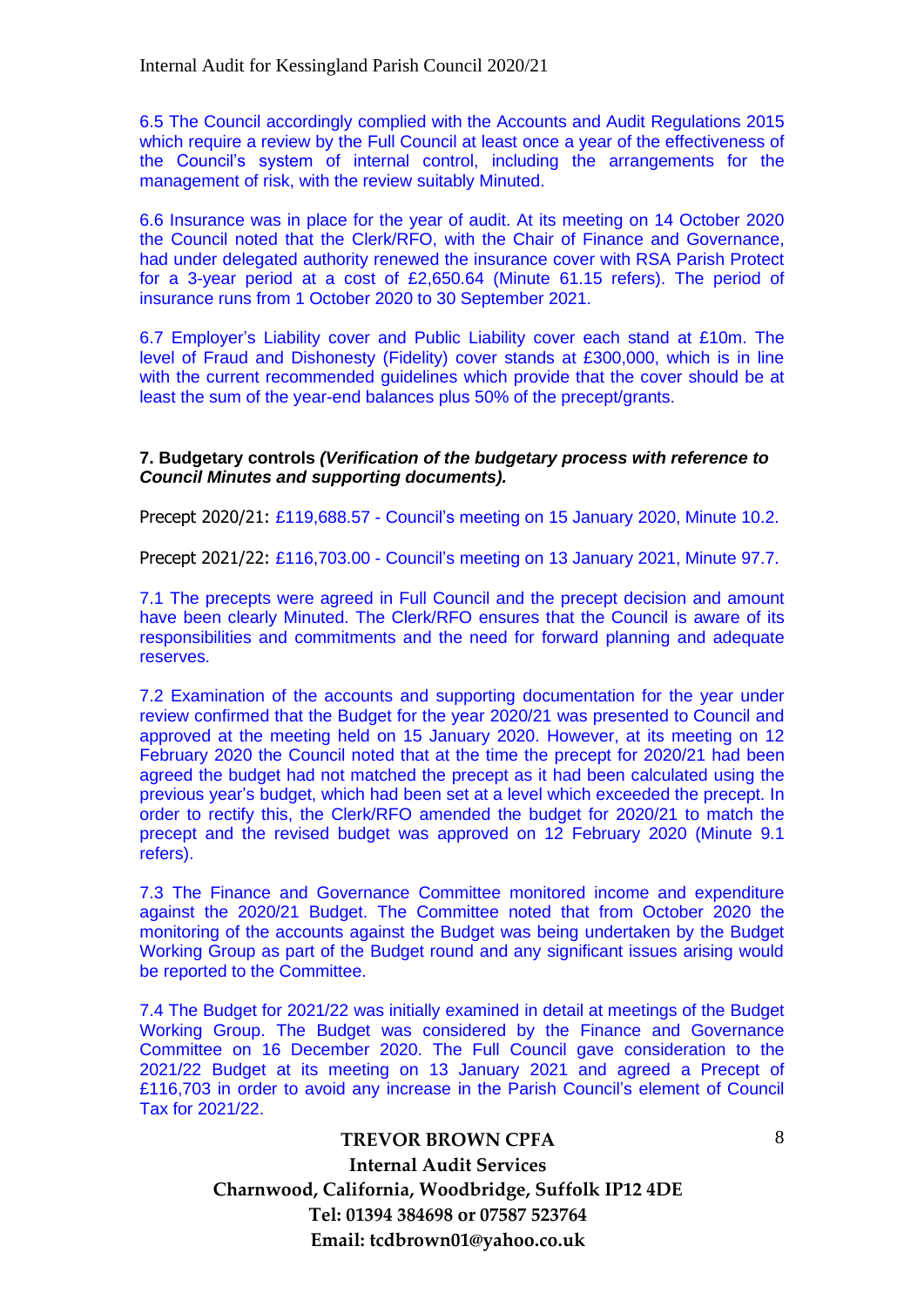6.5 The Council accordingly complied with the Accounts and Audit Regulations 2015 which require a review by the Full Council at least once a year of the effectiveness of the Council's system of internal control, including the arrangements for the management of risk, with the review suitably Minuted.

6.6 Insurance was in place for the year of audit. At its meeting on 14 October 2020 the Council noted that the Clerk/RFO, with the Chair of Finance and Governance, had under delegated authority renewed the insurance cover with RSA Parish Protect for a 3-year period at a cost of £2,650.64 (Minute 61.15 refers). The period of insurance runs from 1 October 2020 to 30 September 2021.

6.7 Employer's Liability cover and Public Liability cover each stand at £10m. The level of Fraud and Dishonesty (Fidelity) cover stands at £300,000, which is in line with the current recommended guidelines which provide that the cover should be at least the sum of the year-end balances plus 50% of the precept/grants.

**7. Budgetary controls *(Verification of the budgetary process with reference to Council Minutes and supporting documents).***

Precept 2020/21: £119,688.57 - Council's meeting on 15 January 2020, Minute 10.2.

Precept 2021/22: £116,703.00 - Council's meeting on 13 January 2021, Minute 97.7.

7.1 The precepts were agreed in Full Council and the precept decision and amount have been clearly Minuted. The Clerk/RFO ensures that the Council is aware of its responsibilities and commitments and the need for forward planning and adequate reserves.

7.2 Examination of the accounts and supporting documentation for the year under review confirmed that the Budget for the year 2020/21 was presented to Council and approved at the meeting held on 15 January 2020. However, at its meeting on 12 February 2020 the Council noted that at the time the precept for 2020/21 had been agreed the budget had not matched the precept as it had been calculated using the previous year's budget, which had been set at a level which exceeded the precept. In order to rectify this, the Clerk/RFO amended the budget for 2020/21 to match the precept and the revised budget was approved on 12 February 2020 (Minute 9.1 refers).

7.3 The Finance and Governance Committee monitored income and expenditure against the 2020/21 Budget. The Committee noted that from October 2020 the monitoring of the accounts against the Budget was being undertaken by the Budget Working Group as part of the Budget round and any significant issues arising would be reported to the Committee.

7.4 The Budget for 2021/22 was initially examined in detail at meetings of the Budget Working Group. The Budget was considered by the Finance and Governance Committee on 16 December 2020. The Full Council gave consideration to the 2021/22 Budget at its meeting on 13 January 2021 and agreed a Precept of £116,703 in order to avoid any increase in the Parish Council's element of Council Tax for 2021/22.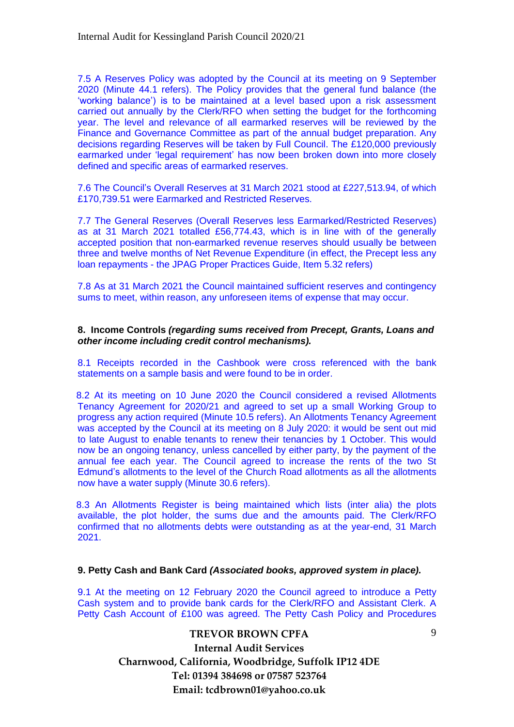7.5 A Reserves Policy was adopted by the Council at its meeting on 9 September 2020 (Minute 44.1 refers). The Policy provides that the general fund balance (the 'working balance') is to be maintained at a level based upon a risk assessment carried out annually by the Clerk/RFO when setting the budget for the forthcoming year. The level and relevance of all earmarked reserves will be reviewed by the Finance and Governance Committee as part of the annual budget preparation. Any decisions regarding Reserves will be taken by Full Council. The £120,000 previously earmarked under 'legal requirement' has now been broken down into more closely defined and specific areas of earmarked reserves.

7.6 The Council's Overall Reserves at 31 March 2021 stood at £227,513.94, of which £170,739.51 were Earmarked and Restricted Reserves.

7.7 The General Reserves (Overall Reserves less Earmarked/Restricted Reserves) as at 31 March 2021 totalled £56,774.43, which is in line with of the generally accepted position that non-earmarked revenue reserves should usually be between three and twelve months of Net Revenue Expenditure (in effect, the Precept less any loan repayments - the JPAG Proper Practices Guide, Item 5.32 refers)

7.8 As at 31 March 2021 the Council maintained sufficient reserves and contingency sums to meet, within reason, any unforeseen items of expense that may occur.

## 8. Income Controls *(regarding sums received from Precept, Grants, Loans and other income including credit control mechanisms).*

8.1 Receipts recorded in the Cashbook were cross referenced with the bank statements on a sample basis and were found to be in order.

8.2 At its meeting on 10 June 2020 the Council considered a revised Allotments Tenancy Agreement for 2020/21 and agreed to set up a small Working Group to progress any action required (Minute 10.5 refers). An Allotments Tenancy Agreement was accepted by the Council at its meeting on 8 July 2020: it would be sent out mid to late August to enable tenants to renew their tenancies by 1 October. This would now be an ongoing tenancy, unless cancelled by either party, by the payment of the annual fee each year. The Council agreed to increase the rents of the two St Edmund's allotments to the level of the Church Road allotments as all the allotments now have a water supply (Minute 30.6 refers).

8.3 An Allotments Register is being maintained which lists (inter alia) the plots available, the plot holder, the sums due and the amounts paid. The Clerk/RFO confirmed that no allotments debts were outstanding as at the year-end, 31 March 2021.

## 9. Petty Cash and Bank Card *(Associated books, approved system in place).*

9.1 At the meeting on 12 February 2020 the Council agreed to introduce a Petty Cash system and to provide bank cards for the Clerk/RFO and Assistant Clerk. A Petty Cash Account of £100 was agreed. The Petty Cash Policy and Procedures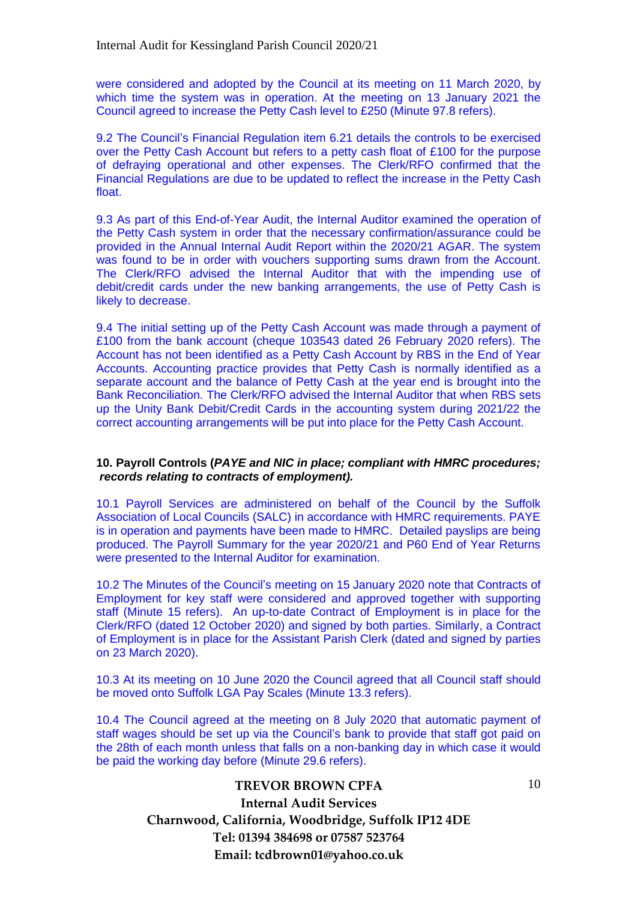were considered and adopted by the Council at its meeting on 11 March 2020, by which time the system was in operation. At the meeting on 13 January 2021 the Council agreed to increase the Petty Cash level to £250 (Minute 97.8 refers).

9.2 The Council's Financial Regulation item 6.21 details the controls to be exercised over the Petty Cash Account but refers to a petty cash float of £100 for the purpose of defraying operational and other expenses. The Clerk/RFO confirmed that the Financial Regulations are due to be updated to reflect the increase in the Petty Cash float.

9.3 As part of this End-of-Year Audit, the Internal Auditor examined the operation of the Petty Cash system in order that the necessary confirmation/assurance could be provided in the Annual Internal Audit Report within the 2020/21 AGAR. The system was found to be in order with vouchers supporting sums drawn from the Account. The Clerk/RFO advised the Internal Auditor that with the impending use of debit/credit cards under the new banking arrangements, the use of Petty Cash is likely to decrease.

9.4 The initial setting up of the Petty Cash Account was made through a payment of £100 from the bank account (cheque 103543 dated 26 February 2020 refers). The Account has not been identified as a Petty Cash Account by RBS in the End of Year Accounts. Accounting practice provides that Petty Cash is normally identified as a separate account and the balance of Petty Cash at the year end is brought into the Bank Reconciliation. The Clerk/RFO advised the Internal Auditor that when RBS sets up the Unity Bank Debit/Credit Cards in the accounting system during 2021/22 the correct accounting arrangements will be put into place for the Petty Cash Account.

**10. Payroll Controls (*PAYE and NIC in place; compliant with HMRC procedures; records relating to contracts of employment).***

10.1 Payroll Services are administered on behalf of the Council by the Suffolk Association of Local Councils (SALC) in accordance with HMRC requirements. PAYE is in operation and payments have been made to HMRC. Detailed payslips are being produced. The Payroll Summary for the year 2020/21 and P60 End of Year Returns were presented to the Internal Auditor for examination.

10.2 The Minutes of the Council's meeting on 15 January 2020 note that Contracts of Employment for key staff were considered and approved together with supporting staff (Minute 15 refers). An up-to-date Contract of Employment is in place for the Clerk/RFO (dated 12 October 2020) and signed by both parties. Similarly, a Contract of Employment is in place for the Assistant Parish Clerk (dated and signed by parties on 23 March 2020).

10.3 At its meeting on 10 June 2020 the Council agreed that all Council staff should be moved onto Suffolk LGA Pay Scales (Minute 13.3 refers).

10.4 The Council agreed at the meeting on 8 July 2020 that automatic payment of staff wages should be set up via the Council's bank to provide that staff got paid on the 28th of each month unless that falls on a non-banking day in which case it would be paid the working day before (Minute 29.6 refers).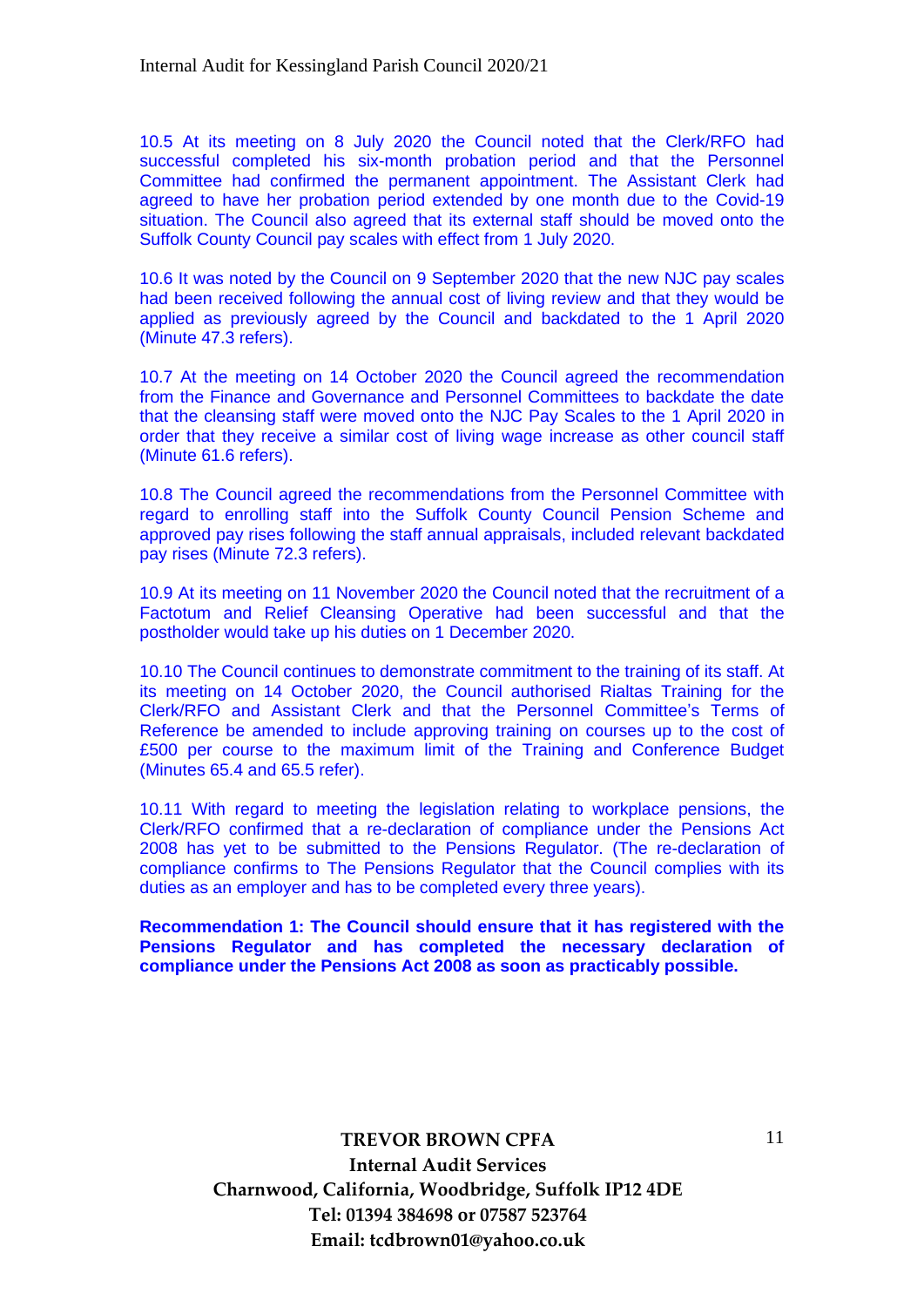10.5 At its meeting on 8 July 2020 the Council noted that the Clerk/RFO had successful completed his six-month probation period and that the Personnel Committee had confirmed the permanent appointment. The Assistant Clerk had agreed to have her probation period extended by one month due to the Covid-19 situation. The Council also agreed that its external staff should be moved onto the Suffolk County Council pay scales with effect from 1 July 2020.

10.6 It was noted by the Council on 9 September 2020 that the new NJC pay scales had been received following the annual cost of living review and that they would be applied as previously agreed by the Council and backdated to the 1 April 2020 (Minute 47.3 refers).

10.7 At the meeting on 14 October 2020 the Council agreed the recommendation from the Finance and Governance and Personnel Committees to backdate the date that the cleansing staff were moved onto the NJC Pay Scales to the 1 April 2020 in order that they receive a similar cost of living wage increase as other council staff (Minute 61.6 refers).

10.8 The Council agreed the recommendations from the Personnel Committee with regard to enrolling staff into the Suffolk County Council Pension Scheme and approved pay rises following the staff annual appraisals, included relevant backdated pay rises (Minute 72.3 refers).

10.9 At its meeting on 11 November 2020 the Council noted that the recruitment of a Factotum and Relief Cleansing Operative had been successful and that the postholder would take up his duties on 1 December 2020.

10.10 The Council continues to demonstrate commitment to the training of its staff. At its meeting on 14 October 2020, the Council authorised Rialtas Training for the Clerk/RFO and Assistant Clerk and that the Personnel Committee's Terms of Reference be amended to include approving training on courses up to the cost of £500 per course to the maximum limit of the Training and Conference Budget (Minutes 65.4 and 65.5 refer).

10.11 With regard to meeting the legislation relating to workplace pensions, the Clerk/RFO confirmed that a re-declaration of compliance under the Pensions Act 2008 has yet to be submitted to the Pensions Regulator. (The re-declaration of compliance confirms to The Pensions Regulator that the Council complies with its duties as an employer and has to be completed every three years).

**Recommendation 1: The Council should ensure that it has registered with the Pensions Regulator and has completed the necessary declaration of compliance under the Pensions Act 2008 as soon as practicably possible.**

**TREVOR BROWN CPFA**
**Internal Audit Services**
**Charnwood, California, Woodbridge, Suffolk IP12 4DE**
**Tel: 01394 384698 or 07587 523764**
**Email: tcdbrown01@yahoo.co.uk**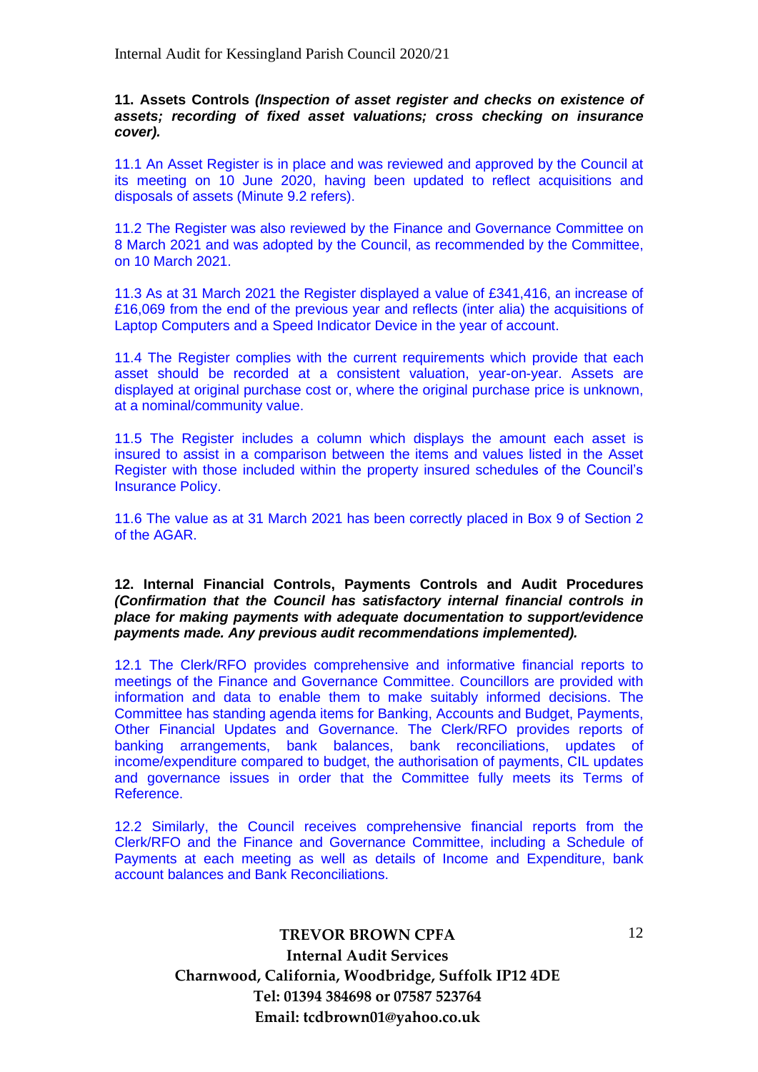**11. Assets Controls *(Inspection of asset register and checks on existence of assets; recording of fixed asset valuations; cross checking on insurance cover).***

11.1 An Asset Register is in place and was reviewed and approved by the Council at its meeting on 10 June 2020, having been updated to reflect acquisitions and disposals of assets (Minute 9.2 refers).

11.2 The Register was also reviewed by the Finance and Governance Committee on 8 March 2021 and was adopted by the Council, as recommended by the Committee, on 10 March 2021.

11.3 As at 31 March 2021 the Register displayed a value of £341,416, an increase of £16,069 from the end of the previous year and reflects (inter alia) the acquisitions of Laptop Computers and a Speed Indicator Device in the year of account.

11.4 The Register complies with the current requirements which provide that each asset should be recorded at a consistent valuation, year-on-year. Assets are displayed at original purchase cost or, where the original purchase price is unknown, at a nominal/community value.

11.5 The Register includes a column which displays the amount each asset is insured to assist in a comparison between the items and values listed in the Asset Register with those included within the property insured schedules of the Council's Insurance Policy.

11.6 The value as at 31 March 2021 has been correctly placed in Box 9 of Section 2 of the AGAR.

**12. Internal Financial Controls, Payments Controls and Audit Procedures *(Confirmation that the Council has satisfactory internal financial controls in place for making payments with adequate documentation to support/evidence payments made. Any previous audit recommendations implemented).***

12.1 The Clerk/RFO provides comprehensive and informative financial reports to meetings of the Finance and Governance Committee. Councillors are provided with information and data to enable them to make suitably informed decisions. The Committee has standing agenda items for Banking, Accounts and Budget, Payments, Other Financial Updates and Governance. The Clerk/RFO provides reports of banking arrangements, bank balances, bank reconciliations, updates of income/expenditure compared to budget, the authorisation of payments, CIL updates and governance issues in order that the Committee fully meets its Terms of Reference.

12.2 Similarly, the Council receives comprehensive financial reports from the Clerk/RFO and the Finance and Governance Committee, including a Schedule of Payments at each meeting as well as details of Income and Expenditure, bank account balances and Bank Reconciliations.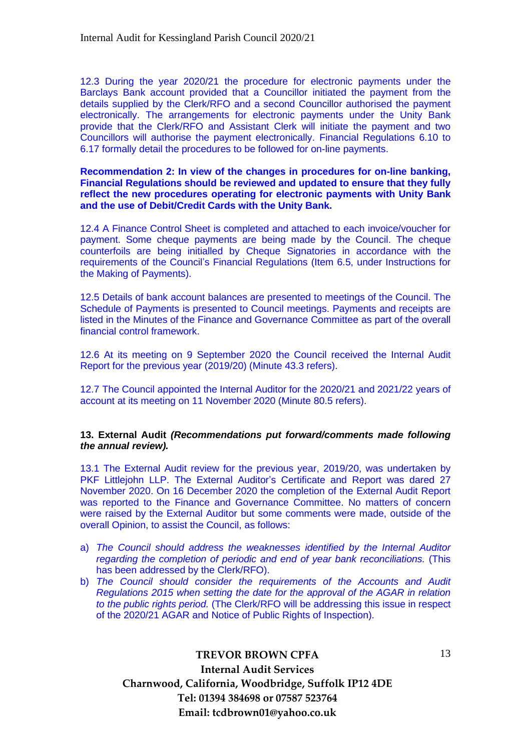12.3 During the year 2020/21 the procedure for electronic payments under the Barclays Bank account provided that a Councillor initiated the payment from the details supplied by the Clerk/RFO and a second Councillor authorised the payment electronically. The arrangements for electronic payments under the Unity Bank provide that the Clerk/RFO and Assistant Clerk will initiate the payment and two Councillors will authorise the payment electronically. Financial Regulations 6.10 to 6.17 formally detail the procedures to be followed for on-line payments.

**Recommendation 2: In view of the changes in procedures for on-line banking, Financial Regulations should be reviewed and updated to ensure that they fully reflect the new procedures operating for electronic payments with Unity Bank and the use of Debit/Credit Cards with the Unity Bank.**

12.4 A Finance Control Sheet is completed and attached to each invoice/voucher for payment. Some cheque payments are being made by the Council. The cheque counterfoils are being initialled by Cheque Signatories in accordance with the requirements of the Council's Financial Regulations (Item 6.5, under Instructions for the Making of Payments).

12.5 Details of bank account balances are presented to meetings of the Council. The Schedule of Payments is presented to Council meetings. Payments and receipts are listed in the Minutes of the Finance and Governance Committee as part of the overall financial control framework.

12.6 At its meeting on 9 September 2020 the Council received the Internal Audit Report for the previous year (2019/20) (Minute 43.3 refers).

12.7 The Council appointed the Internal Auditor for the 2020/21 and 2021/22 years of account at its meeting on 11 November 2020 (Minute 80.5 refers).

**13. External Audit *(Recommendations put forward/comments made following the annual review).***

13.1 The External Audit review for the previous year, 2019/20, was undertaken by PKF Littlejohn LLP. The External Auditor's Certificate and Report was dared 27 November 2020. On 16 December 2020 the completion of the External Audit Report was reported to the Finance and Governance Committee. No matters of concern were raised by the External Auditor but some comments were made, outside of the overall Opinion, to assist the Council, as follows:

a) *The Council should address the weaknesses identified by the Internal Auditor regarding the completion of periodic and end of year bank reconciliations.* (This has been addressed by the Clerk/RFO).
b) *The Council should consider the requirements of the Accounts and Audit Regulations 2015 when setting the date for the approval of the AGAR in relation to the public rights period.* (The Clerk/RFO will be addressing this issue in respect of the 2020/21 AGAR and Notice of Public Rights of Inspection).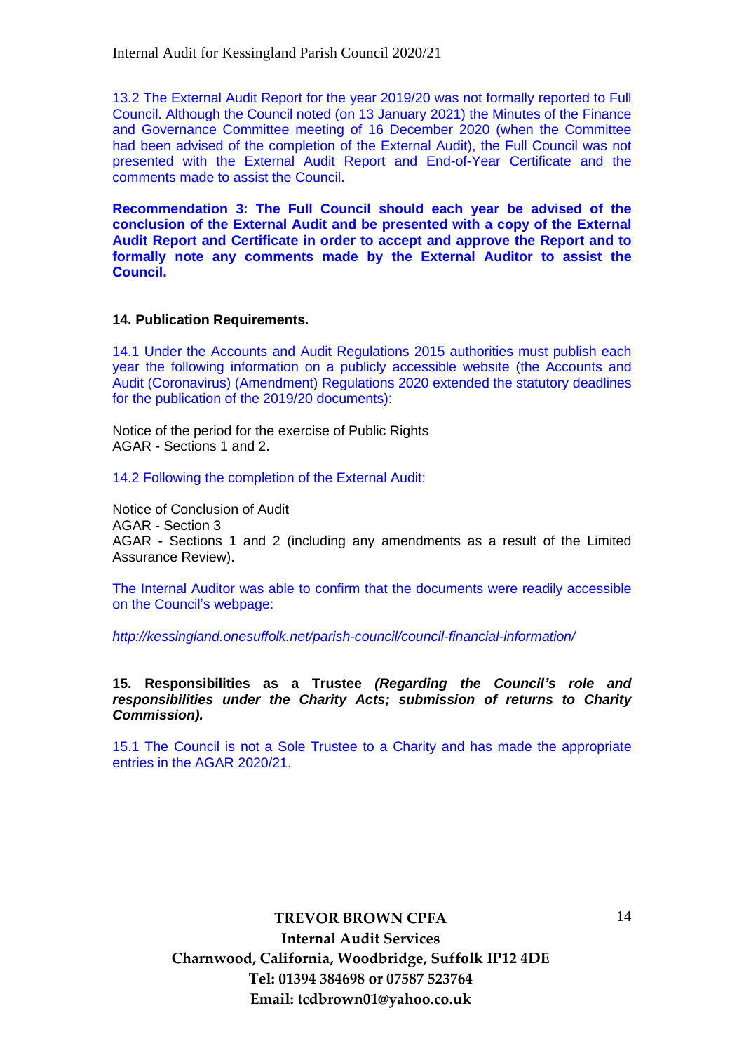13.2 The External Audit Report for the year 2019/20 was not formally reported to Full Council. Although the Council noted (on 13 January 2021) the Minutes of the Finance and Governance Committee meeting of 16 December 2020 (when the Committee had been advised of the completion of the External Audit), the Full Council was not presented with the External Audit Report and End-of-Year Certificate and the comments made to assist the Council.

**Recommendation 3: The Full Council should each year be advised of the conclusion of the External Audit and be presented with a copy of the External Audit Report and Certificate in order to accept and approve the Report and to formally note any comments made by the External Auditor to assist the Council.**

**14. Publication Requirements.**

14.1 Under the Accounts and Audit Regulations 2015 authorities must publish each year the following information on a publicly accessible website (the Accounts and Audit (Coronavirus) (Amendment) Regulations 2020 extended the statutory deadlines for the publication of the 2019/20 documents):

Notice of the period for the exercise of Public Rights
AGAR - Sections 1 and 2.

14.2 Following the completion of the External Audit:

Notice of Conclusion of Audit
AGAR - Section 3
AGAR - Sections 1 and 2 (including any amendments as a result of the Limited Assurance Review).

The Internal Auditor was able to confirm that the documents were readily accessible on the Council's webpage:

*http://kessingland.onesuffolk.net/parish-council/council-financial-information/*

**15. Responsibilities as a Trustee** ***(Regarding the Council's role and responsibilities under the Charity Acts; submission of returns to Charity Commission).***

15.1 The Council is not a Sole Trustee to a Charity and has made the appropriate entries in the AGAR 2020/21.

**TREVOR BROWN CPFA**
**Internal Audit Services**
**Charnwood, California, Woodbridge, Suffolk IP12 4DE**
**Tel: 01394 384698 or 07587 523764**
**Email: tcdbrown01@yahoo.co.uk**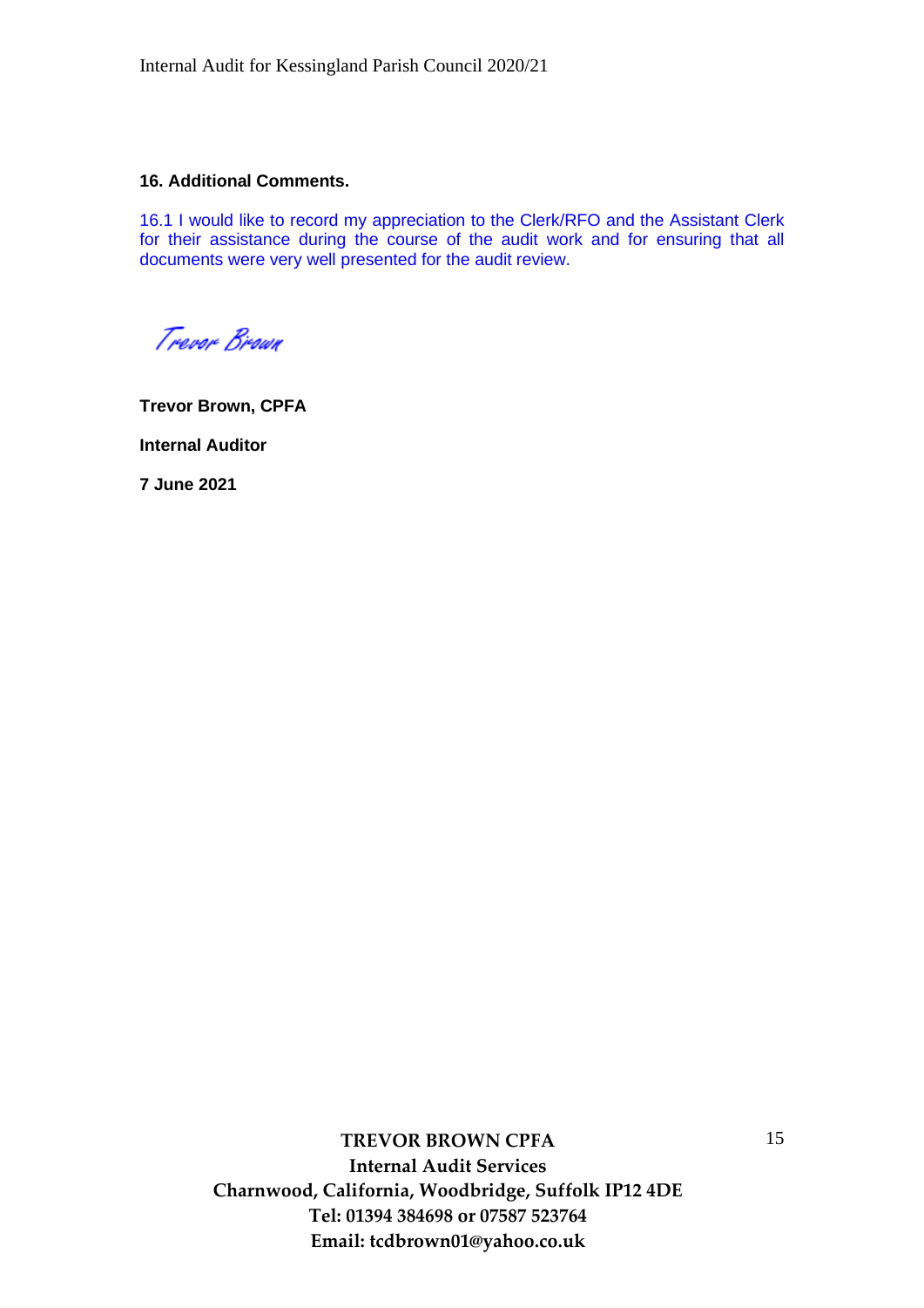#### 16. Additional Comments.

16.1 I would like to record my appreciation to the Clerk/RFO and the Assistant Clerk for their assistance during the course of the audit work and for ensuring that all documents were very well presented for the audit review.

*Trevor Brown*

**Trevor Brown, CPFA**

**Internal Auditor**

**7 June 2021**

**TREVOR BROWN CPFA**
**Internal Audit Services**
**Charnwood, California, Woodbridge, Suffolk IP12 4DE**
**Tel: 01394 384698 or 07587 523764**
**Email: tcdbrown01@yahoo.co.uk**